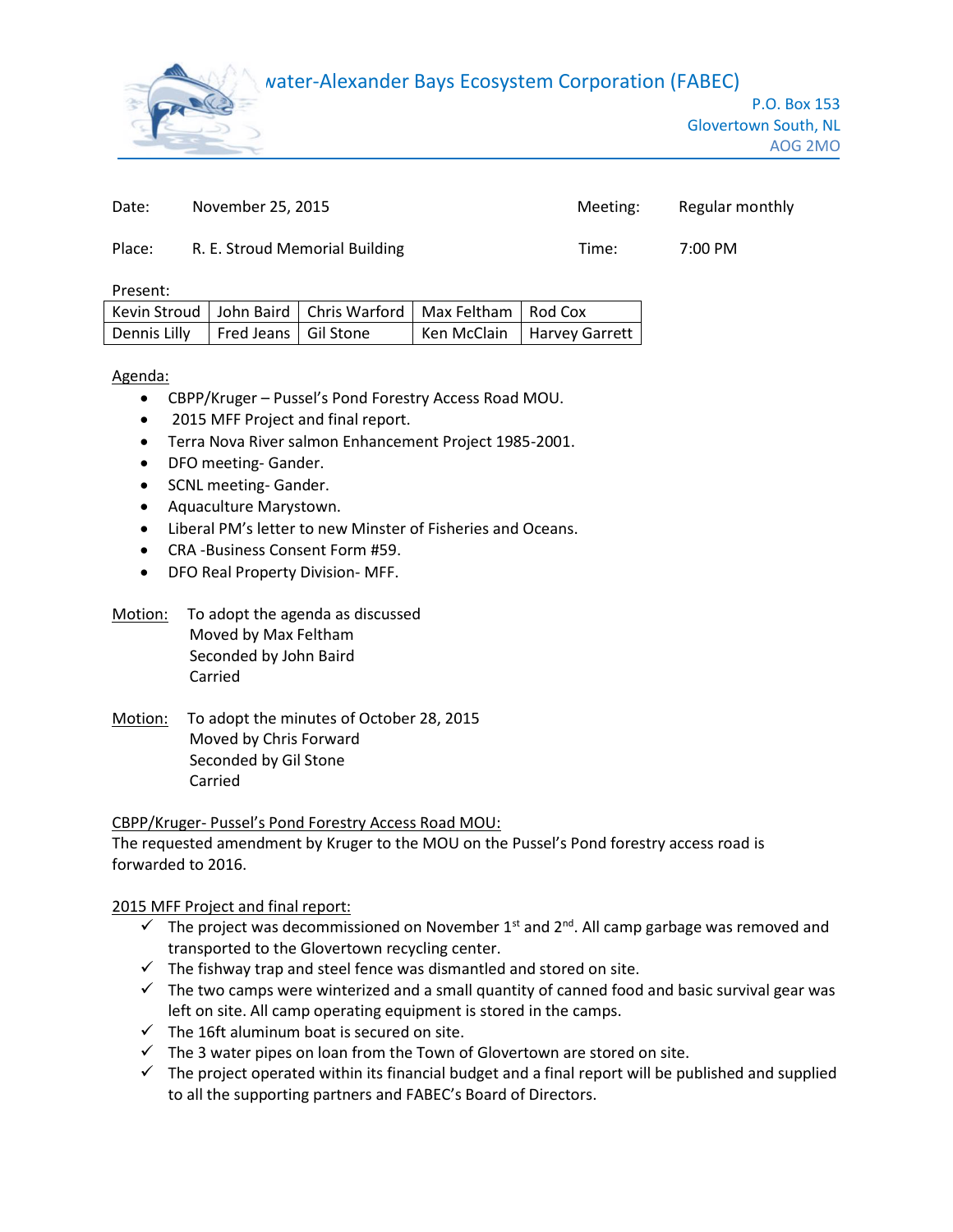# ...water-Alexander Bays Ecosystem Corporation (FABEC)

P.O. Box 153
Glovertown South, NL
AOG 2MO

| Date: | November 25, 2015 | Meeting: | Regular monthly |
|---|---|---|---|
| Place: | R. E. Stroud Memorial Building | Time: | 7:00 PM |

Present:

| Kevin Stroud | John Baird | Chris Warford | Max Feltham | Rod Cox |
|---|---|---|---|---|
| Dennis Lilly | Fred Jeans | Gil Stone | Ken McClain | Harvey Garrett |

Agenda:

- CBPP/Kruger – Pussel's Pond Forestry Access Road MOU.
- 2015 MFF Project and final report.
- Terra Nova River salmon Enhancement Project 1985-2001.
- DFO meeting- Gander.
- SCNL meeting- Gander.
- Aquaculture Marystown.
- Liberal PM's letter to new Minster of Fisheries and Oceans.
- CRA -Business Consent Form #59.
- DFO Real Property Division- MFF.

Motion: To adopt the agenda as discussed
Moved by Max Feltham
Seconded by John Baird
Carried

Motion: To adopt the minutes of October 28, 2015
Moved by Chris Forward
Seconded by Gil Stone
Carried

CBPP/Kruger- Pussel's Pond Forestry Access Road MOU:

The requested amendment by Kruger to the MOU on the Pussel's Pond forestry access road is forwarded to 2016.

2015 MFF Project and final report:

- ✓ The project was decommissioned on November 1st and 2nd. All camp garbage was removed and transported to the Glovertown recycling center.
- ✓ The fishway trap and steel fence was dismantled and stored on site.
- ✓ The two camps were winterized and a small quantity of canned food and basic survival gear was left on site. All camp operating equipment is stored in the camps.
- ✓ The 16ft aluminum boat is secured on site.
- ✓ The 3 water pipes on loan from the Town of Glovertown are stored on site.
- ✓ The project operated within its financial budget and a final report will be published and supplied to all the supporting partners and FABEC's Board of Directors.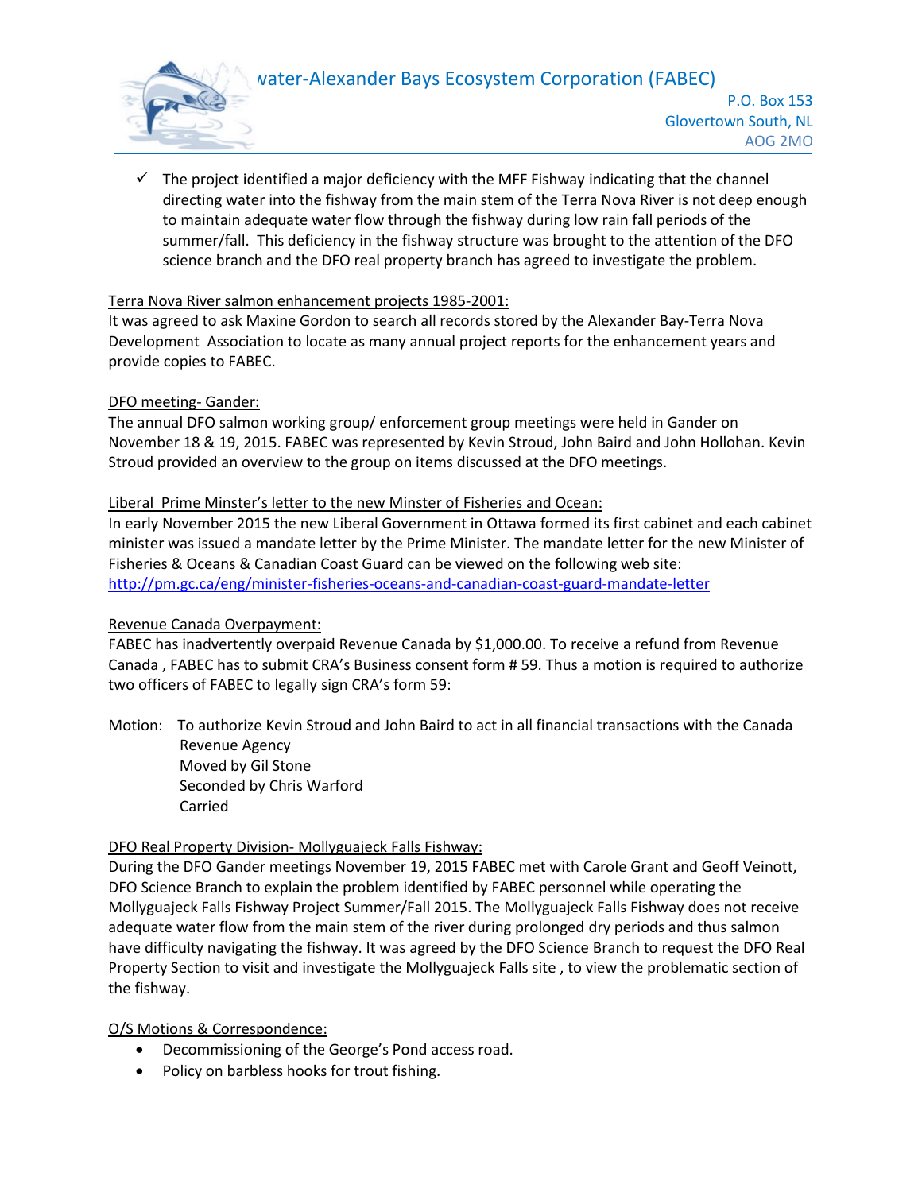- ✓ The project identified a major deficiency with the MFF Fishway indicating that the channel directing water into the fishway from the main stem of the Terra Nova River is not deep enough to maintain adequate water flow through the fishway during low rain fall periods of the summer/fall. This deficiency in the fishway structure was brought to the attention of the DFO science branch and the DFO real property branch has agreed to investigate the problem.

Terra Nova River salmon enhancement projects 1985-2001:

It was agreed to ask Maxine Gordon to search all records stored by the Alexander Bay-Terra Nova Development Association to locate as many annual project reports for the enhancement years and provide copies to FABEC.

DFO meeting- Gander:

The annual DFO salmon working group/ enforcement group meetings were held in Gander on November 18 & 19, 2015. FABEC was represented by Kevin Stroud, John Baird and John Hollohan. Kevin Stroud provided an overview to the group on items discussed at the DFO meetings.

Liberal Prime Minster's letter to the new Minster of Fisheries and Ocean:

In early November 2015 the new Liberal Government in Ottawa formed its first cabinet and each cabinet minister was issued a mandate letter by the Prime Minister. The mandate letter for the new Minister of Fisheries & Oceans & Canadian Coast Guard can be viewed on the following web site:
http://pm.gc.ca/eng/minister-fisheries-oceans-and-canadian-coast-guard-mandate-letter

Revenue Canada Overpayment:

FABEC has inadvertently overpaid Revenue Canada by $1,000.00. To receive a refund from Revenue Canada , FABEC has to submit CRA's Business consent form # 59. Thus a motion is required to authorize two officers of FABEC to legally sign CRA's form 59:

Motion: To authorize Kevin Stroud and John Baird to act in all financial transactions with the Canada Revenue Agency
Moved by Gil Stone
Seconded by Chris Warford
Carried

DFO Real Property Division- Mollyguajeck Falls Fishway:

During the DFO Gander meetings November 19, 2015 FABEC met with Carole Grant and Geoff Veinott, DFO Science Branch to explain the problem identified by FABEC personnel while operating the Mollyguajeck Falls Fishway Project Summer/Fall 2015. The Mollyguajeck Falls Fishway does not receive adequate water flow from the main stem of the river during prolonged dry periods and thus salmon have difficulty navigating the fishway. It was agreed by the DFO Science Branch to request the DFO Real Property Section to visit and investigate the Mollyguajeck Falls site , to view the problematic section of the fishway.

O/S Motions & Correspondence:

- Decommissioning of the George's Pond access road.
- Policy on barbless hooks for trout fishing.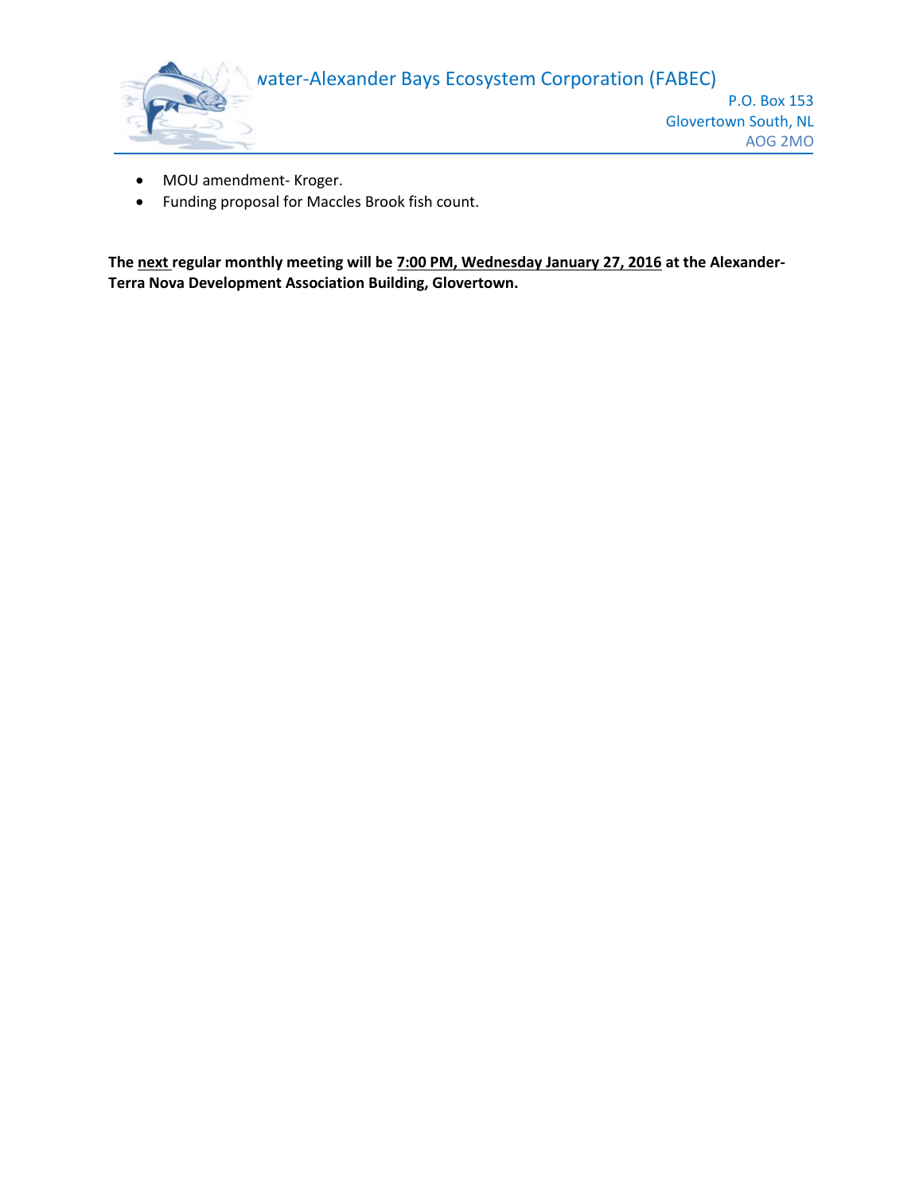- MOU amendment- Kroger.
- Funding proposal for Maccles Brook fish count.

**The next regular monthly meeting will be 7:00 PM, Wednesday January 27, 2016 at the Alexander-Terra Nova Development Association Building, Glovertown.**